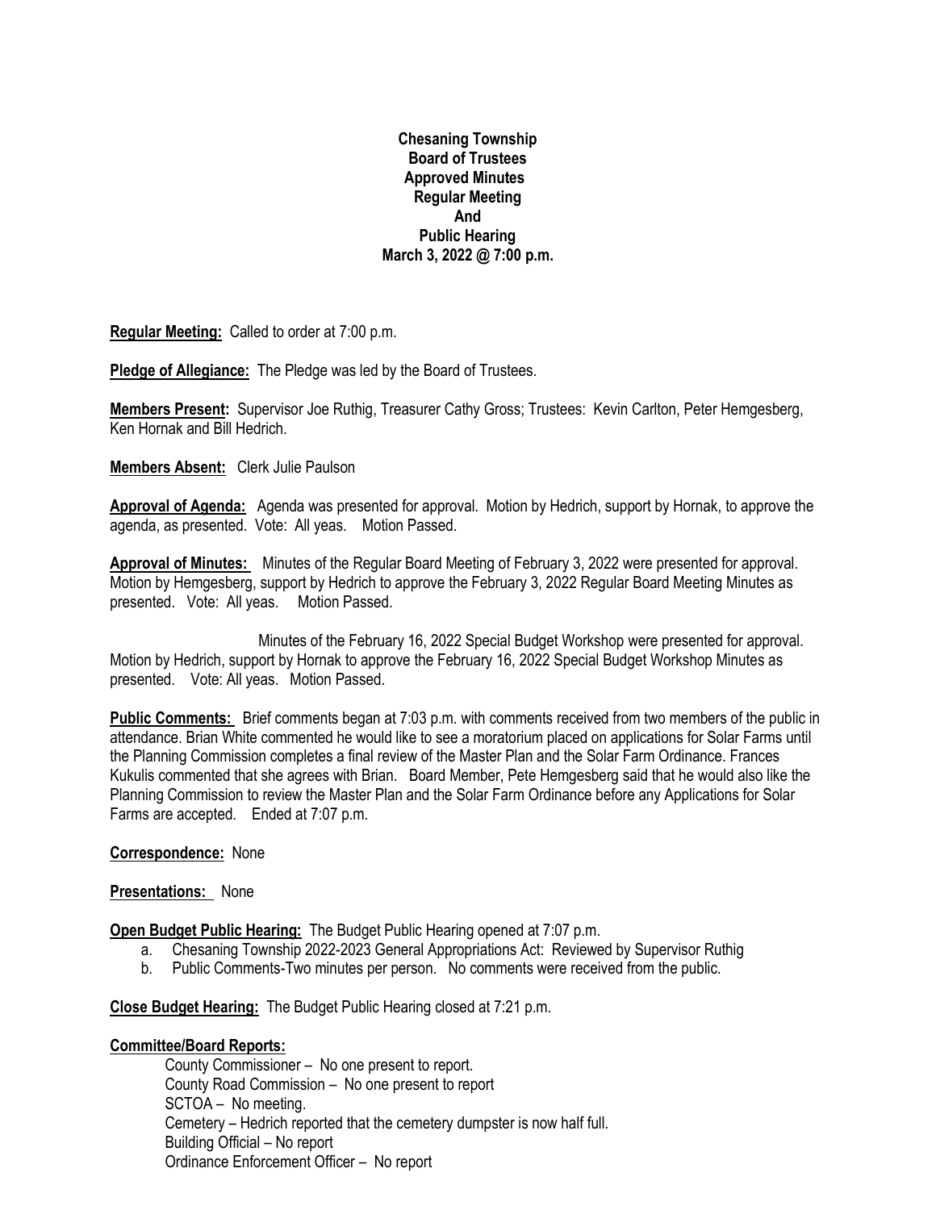**Chesaning Township**
**Board of Trustees**
**Approved Minutes**
**Regular Meeting**
**And**
**Public Hearing**
**March 3, 2022 @ 7:00 p.m.**

**Regular Meeting:** Called to order at 7:00 p.m.

**Pledge of Allegiance:** The Pledge was led by the Board of Trustees.

**Members Present:** Supervisor Joe Ruthig, Treasurer Cathy Gross; Trustees: Kevin Carlton, Peter Hemgesberg, Ken Hornak and Bill Hedrich.

**Members Absent:** Clerk Julie Paulson

**Approval of Agenda:** Agenda was presented for approval. Motion by Hedrich, support by Hornak, to approve the agenda, as presented. Vote: All yeas. Motion Passed.

**Approval of Minutes:** Minutes of the Regular Board Meeting of February 3, 2022 were presented for approval. Motion by Hemgesberg, support by Hedrich to approve the February 3, 2022 Regular Board Meeting Minutes as presented. Vote: All yeas. Motion Passed.

Minutes of the February 16, 2022 Special Budget Workshop were presented for approval. Motion by Hedrich, support by Hornak to approve the February 16, 2022 Special Budget Workshop Minutes as presented. Vote: All yeas. Motion Passed.

**Public Comments:** Brief comments began at 7:03 p.m. with comments received from two members of the public in attendance. Brian White commented he would like to see a moratorium placed on applications for Solar Farms until the Planning Commission completes a final review of the Master Plan and the Solar Farm Ordinance. Frances Kukulis commented that she agrees with Brian. Board Member, Pete Hemgesberg said that he would also like the Planning Commission to review the Master Plan and the Solar Farm Ordinance before any Applications for Solar Farms are accepted. Ended at 7:07 p.m.

**Correspondence:** None

**Presentations:** None

**Open Budget Public Hearing:** The Budget Public Hearing opened at 7:07 p.m.

a. Chesaning Township 2022-2023 General Appropriations Act: Reviewed by Supervisor Ruthig
b. Public Comments-Two minutes per person. No comments were received from the public.

**Close Budget Hearing:** The Budget Public Hearing closed at 7:21 p.m.

**Committee/Board Reports:**

County Commissioner – No one present to report.
County Road Commission – No one present to report
SCTOA – No meeting.
Cemetery – Hedrich reported that the cemetery dumpster is now half full.
Building Official – No report
Ordinance Enforcement Officer – No report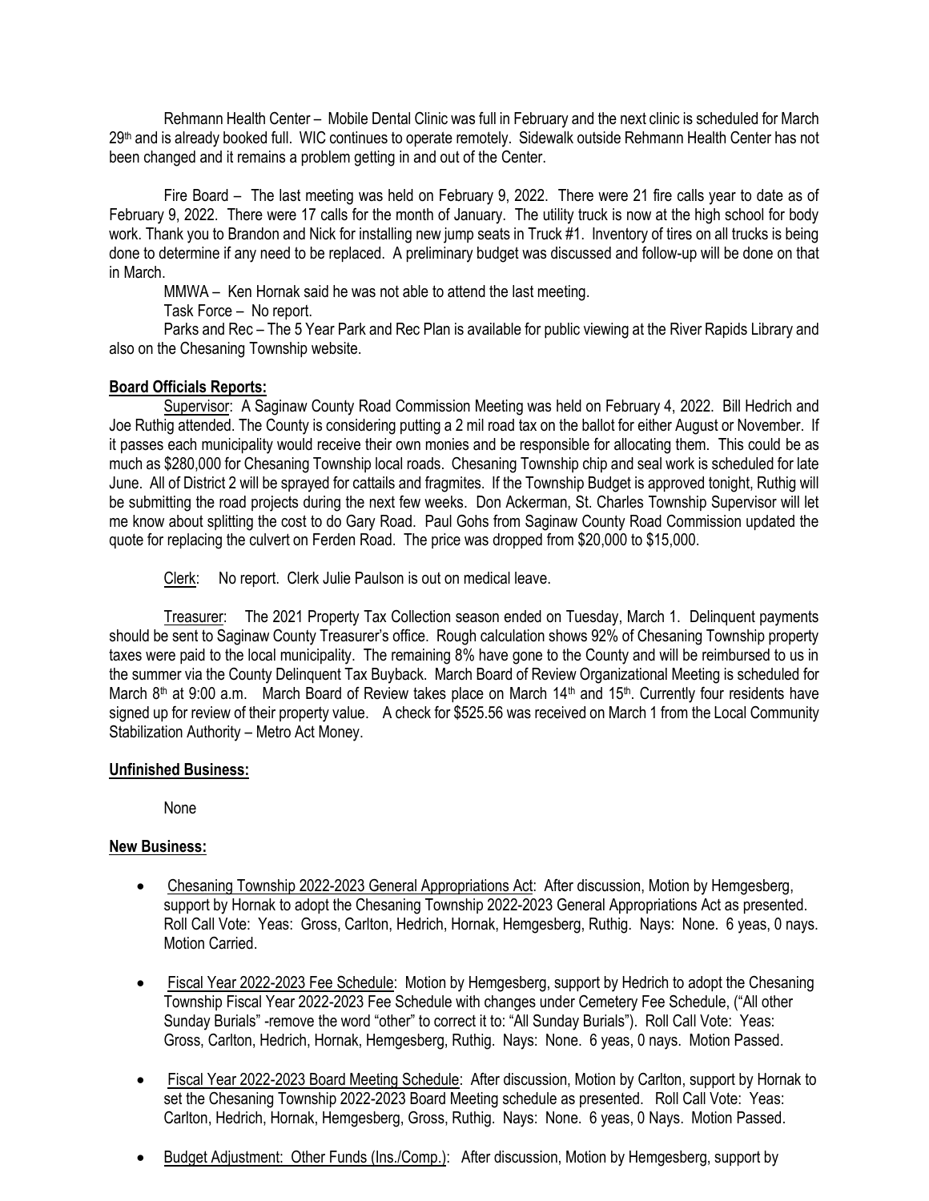Rehmann Health Center – Mobile Dental Clinic was full in February and the next clinic is scheduled for March 29th and is already booked full. WIC continues to operate remotely. Sidewalk outside Rehmann Health Center has not been changed and it remains a problem getting in and out of the Center.

Fire Board – The last meeting was held on February 9, 2022. There were 21 fire calls year to date as of February 9, 2022. There were 17 calls for the month of January. The utility truck is now at the high school for body work. Thank you to Brandon and Nick for installing new jump seats in Truck #1. Inventory of tires on all trucks is being done to determine if any need to be replaced. A preliminary budget was discussed and follow-up will be done on that in March.

MMWA – Ken Hornak said he was not able to attend the last meeting.

Task Force – No report.

Parks and Rec – The 5 Year Park and Rec Plan is available for public viewing at the River Rapids Library and also on the Chesaning Township website.

## Board Officials Reports:

Supervisor: A Saginaw County Road Commission Meeting was held on February 4, 2022. Bill Hedrich and Joe Ruthig attended. The County is considering putting a 2 mil road tax on the ballot for either August or November. If it passes each municipality would receive their own monies and be responsible for allocating them. This could be as much as $280,000 for Chesaning Township local roads. Chesaning Township chip and seal work is scheduled for late June. All of District 2 will be sprayed for cattails and fragmites. If the Township Budget is approved tonight, Ruthig will be submitting the road projects during the next few weeks. Don Ackerman, St. Charles Township Supervisor will let me know about splitting the cost to do Gary Road. Paul Gohs from Saginaw County Road Commission updated the quote for replacing the culvert on Ferden Road. The price was dropped from $20,000 to $15,000.

Clerk: No report. Clerk Julie Paulson is out on medical leave.

Treasurer: The 2021 Property Tax Collection season ended on Tuesday, March 1. Delinquent payments should be sent to Saginaw County Treasurer's office. Rough calculation shows 92% of Chesaning Township property taxes were paid to the local municipality. The remaining 8% have gone to the County and will be reimbursed to us in the summer via the County Delinquent Tax Buyback. March Board of Review Organizational Meeting is scheduled for March 8th at 9:00 a.m. March Board of Review takes place on March 14th and 15th. Currently four residents have signed up for review of their property value. A check for $525.56 was received on March 1 from the Local Community Stabilization Authority – Metro Act Money.

## Unfinished Business:

None

## New Business:

- Chesaning Township 2022-2023 General Appropriations Act: After discussion, Motion by Hemgesberg, support by Hornak to adopt the Chesaning Township 2022-2023 General Appropriations Act as presented. Roll Call Vote: Yeas: Gross, Carlton, Hedrich, Hornak, Hemgesberg, Ruthig. Nays: None. 6 yeas, 0 nays. Motion Carried.

- Fiscal Year 2022-2023 Fee Schedule: Motion by Hemgesberg, support by Hedrich to adopt the Chesaning Township Fiscal Year 2022-2023 Fee Schedule with changes under Cemetery Fee Schedule, ("All other Sunday Burials" -remove the word "other" to correct it to: "All Sunday Burials"). Roll Call Vote: Yeas: Gross, Carlton, Hedrich, Hornak, Hemgesberg, Ruthig. Nays: None. 6 yeas, 0 nays. Motion Passed.

- Fiscal Year 2022-2023 Board Meeting Schedule: After discussion, Motion by Carlton, support by Hornak to set the Chesaning Township 2022-2023 Board Meeting schedule as presented. Roll Call Vote: Yeas: Carlton, Hedrich, Hornak, Hemgesberg, Gross, Ruthig. Nays: None. 6 yeas, 0 Nays. Motion Passed.

- Budget Adjustment: Other Funds (Ins./Comp.): After discussion, Motion by Hemgesberg, support by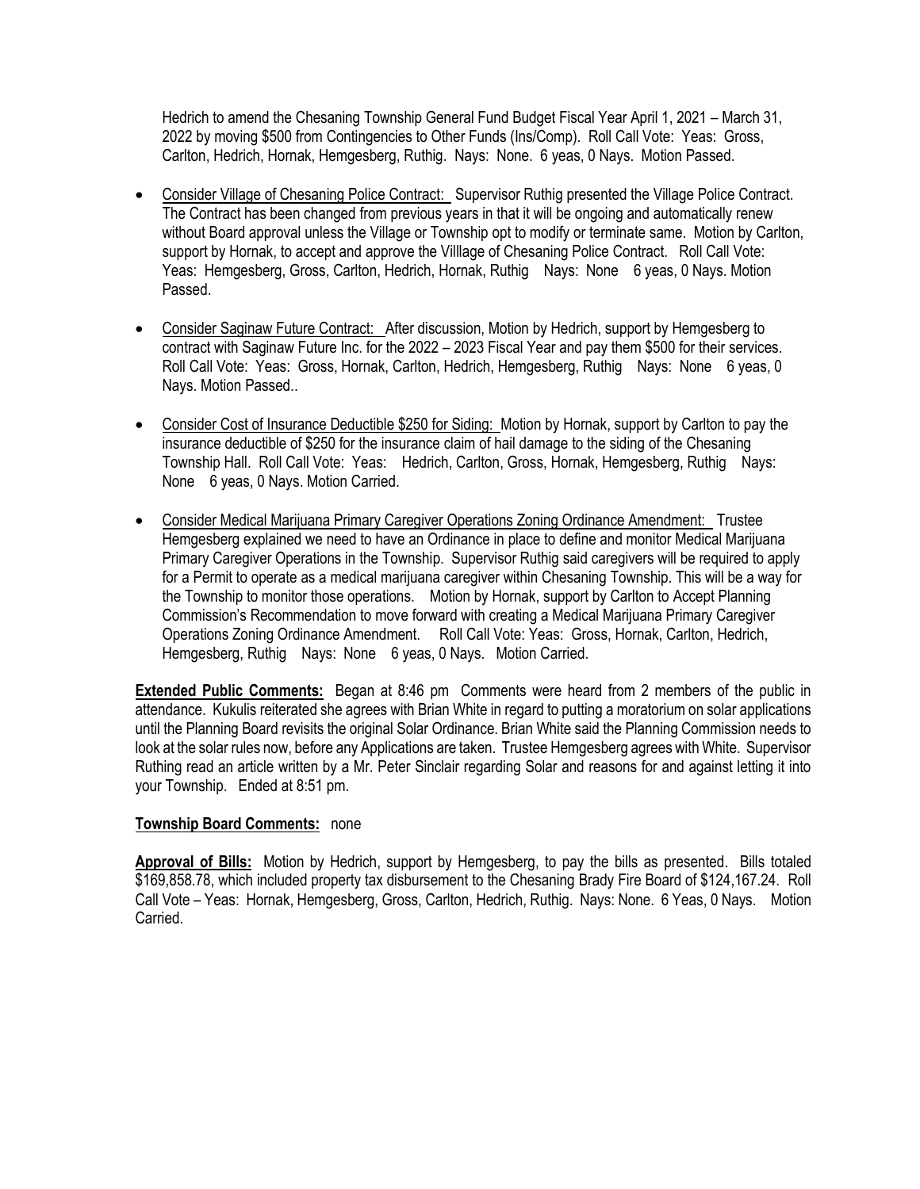Hedrich to amend the Chesaning Township General Fund Budget Fiscal Year April 1, 2021 – March 31, 2022 by moving $500 from Contingencies to Other Funds (Ins/Comp). Roll Call Vote: Yeas: Gross, Carlton, Hedrich, Hornak, Hemgesberg, Ruthig. Nays: None. 6 yeas, 0 Nays. Motion Passed.

- Consider Village of Chesaning Police Contract: Supervisor Ruthig presented the Village Police Contract. The Contract has been changed from previous years in that it will be ongoing and automatically renew without Board approval unless the Village or Township opt to modify or terminate same. Motion by Carlton, support by Hornak, to accept and approve the Villlage of Chesaning Police Contract. Roll Call Vote: Yeas: Hemgesberg, Gross, Carlton, Hedrich, Hornak, Ruthig Nays: None 6 yeas, 0 Nays. Motion Passed.

- Consider Saginaw Future Contract: After discussion, Motion by Hedrich, support by Hemgesberg to contract with Saginaw Future Inc. for the 2022 – 2023 Fiscal Year and pay them $500 for their services. Roll Call Vote: Yeas: Gross, Hornak, Carlton, Hedrich, Hemgesberg, Ruthig Nays: None 6 yeas, 0 Nays. Motion Passed..

- Consider Cost of Insurance Deductible $250 for Siding: Motion by Hornak, support by Carlton to pay the insurance deductible of $250 for the insurance claim of hail damage to the siding of the Chesaning Township Hall. Roll Call Vote: Yeas: Hedrich, Carlton, Gross, Hornak, Hemgesberg, Ruthig Nays: None 6 yeas, 0 Nays. Motion Carried.

- Consider Medical Marijuana Primary Caregiver Operations Zoning Ordinance Amendment: Trustee Hemgesberg explained we need to have an Ordinance in place to define and monitor Medical Marijuana Primary Caregiver Operations in the Township. Supervisor Ruthig said caregivers will be required to apply for a Permit to operate as a medical marijuana caregiver within Chesaning Township. This will be a way for the Township to monitor those operations. Motion by Hornak, support by Carlton to Accept Planning Commission's Recommendation to move forward with creating a Medical Marijuana Primary Caregiver Operations Zoning Ordinance Amendment. Roll Call Vote: Yeas: Gross, Hornak, Carlton, Hedrich, Hemgesberg, Ruthig Nays: None 6 yeas, 0 Nays. Motion Carried.

**Extended Public Comments:** Began at 8:46 pm Comments were heard from 2 members of the public in attendance. Kukulis reiterated she agrees with Brian White in regard to putting a moratorium on solar applications until the Planning Board revisits the original Solar Ordinance. Brian White said the Planning Commission needs to look at the solar rules now, before any Applications are taken. Trustee Hemgesberg agrees with White. Supervisor Ruthing read an article written by a Mr. Peter Sinclair regarding Solar and reasons for and against letting it into your Township. Ended at 8:51 pm.

**Township Board Comments:** none

**Approval of Bills:** Motion by Hedrich, support by Hemgesberg, to pay the bills as presented. Bills totaled $169,858.78, which included property tax disbursement to the Chesaning Brady Fire Board of $124,167.24. Roll Call Vote – Yeas: Hornak, Hemgesberg, Gross, Carlton, Hedrich, Ruthig. Nays: None. 6 Yeas, 0 Nays. Motion Carried.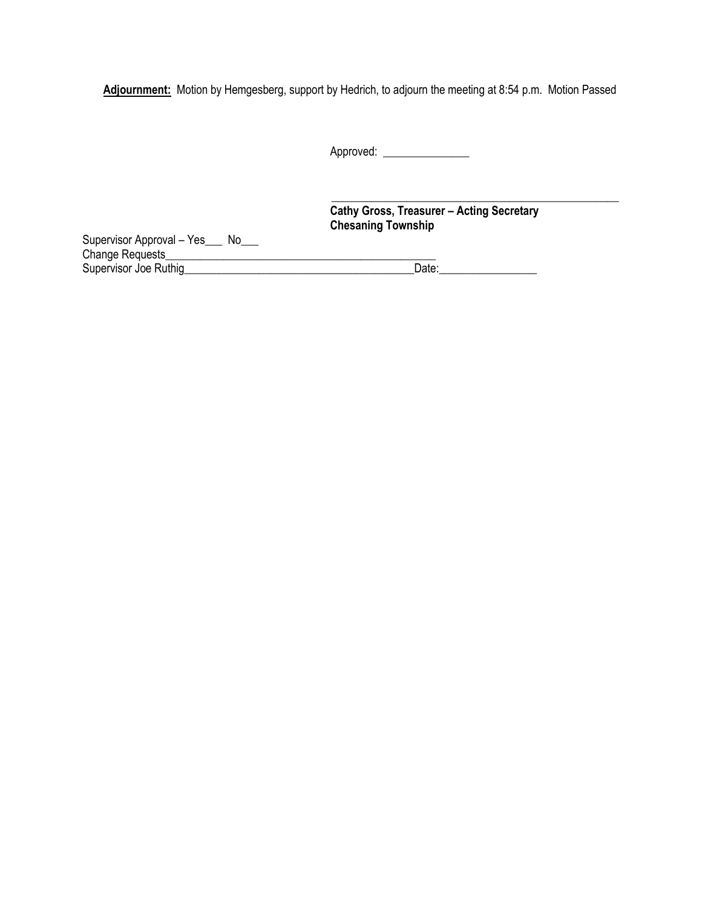**Adjournment:** Motion by Hemgesberg, support by Hedrich, to adjourn the meeting at 8:54 p.m. Motion Passed

Approved: _______________

_________________________________________________

**Cathy Gross, Treasurer – Acting Secretary**
**Chesaning Township**

Supervisor Approval – Yes___ No___
Change Requests_______________________________________________
Supervisor Joe Ruthig________________________________________Date:_________________